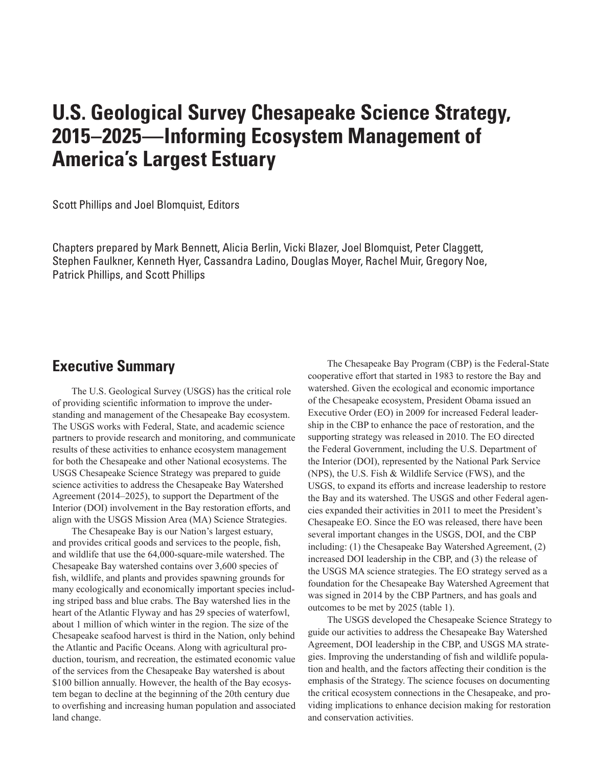# U.S. Geological Survey Chesapeake Science Strategy, 2015–2025—Informing Ecosystem Management of America's Largest Estuary

Scott Phillips and Joel Blomquist, Editors

Chapters prepared by Mark Bennett, Alicia Berlin, Vicki Blazer, Joel Blomquist, Peter Claggett, Stephen Faulkner, Kenneth Hyer, Cassandra Ladino, Douglas Moyer, Rachel Muir, Gregory Noe, Patrick Phillips, and Scott Phillips

## Executive Summary

The U.S. Geological Survey (USGS) has the critical role of providing scientific information to improve the understanding and management of the Chesapeake Bay ecosystem. The USGS works with Federal, State, and academic science partners to provide research and monitoring, and communicate results of these activities to enhance ecosystem management for both the Chesapeake and other National ecosystems. The USGS Chesapeake Science Strategy was prepared to guide science activities to address the Chesapeake Bay Watershed Agreement (2014–2025), to support the Department of the Interior (DOI) involvement in the Bay restoration efforts, and align with the USGS Mission Area (MA) Science Strategies.

The Chesapeake Bay is our Nation's largest estuary, and provides critical goods and services to the people, fish, and wildlife that use the 64,000-square-mile watershed. The Chesapeake Bay watershed contains over 3,600 species of fish, wildlife, and plants and provides spawning grounds for many ecologically and economically important species including striped bass and blue crabs. The Bay watershed lies in the heart of the Atlantic Flyway and has 29 species of waterfowl, about 1 million of which winter in the region. The size of the Chesapeake seafood harvest is third in the Nation, only behind the Atlantic and Pacific Oceans. Along with agricultural production, tourism, and recreation, the estimated economic value of the services from the Chesapeake Bay watershed is about $100 billion annually. However, the health of the Bay ecosystem began to decline at the beginning of the 20th century due to overfishing and increasing human population and associated land change.

The Chesapeake Bay Program (CBP) is the Federal-State cooperative effort that started in 1983 to restore the Bay and watershed. Given the ecological and economic importance of the Chesapeake ecosystem, President Obama issued an Executive Order (EO) in 2009 for increased Federal leadership in the CBP to enhance the pace of restoration, and the supporting strategy was released in 2010. The EO directed the Federal Government, including the U.S. Department of the Interior (DOI), represented by the National Park Service (NPS), the U.S. Fish & Wildlife Service (FWS), and the USGS, to expand its efforts and increase leadership to restore the Bay and its watershed. The USGS and other Federal agencies expanded their activities in 2011 to meet the President's Chesapeake EO. Since the EO was released, there have been several important changes in the USGS, DOI, and the CBP including: (1) the Chesapeake Bay Watershed Agreement, (2) increased DOI leadership in the CBP, and (3) the release of the USGS MA science strategies. The EO strategy served as a foundation for the Chesapeake Bay Watershed Agreement that was signed in 2014 by the CBP Partners, and has goals and outcomes to be met by 2025 (table 1).

The USGS developed the Chesapeake Science Strategy to guide our activities to address the Chesapeake Bay Watershed Agreement, DOI leadership in the CBP, and USGS MA strategies. Improving the understanding of fish and wildlife population and health, and the factors affecting their condition is the emphasis of the Strategy. The science focuses on documenting the critical ecosystem connections in the Chesapeake, and providing implications to enhance decision making for restoration and conservation activities.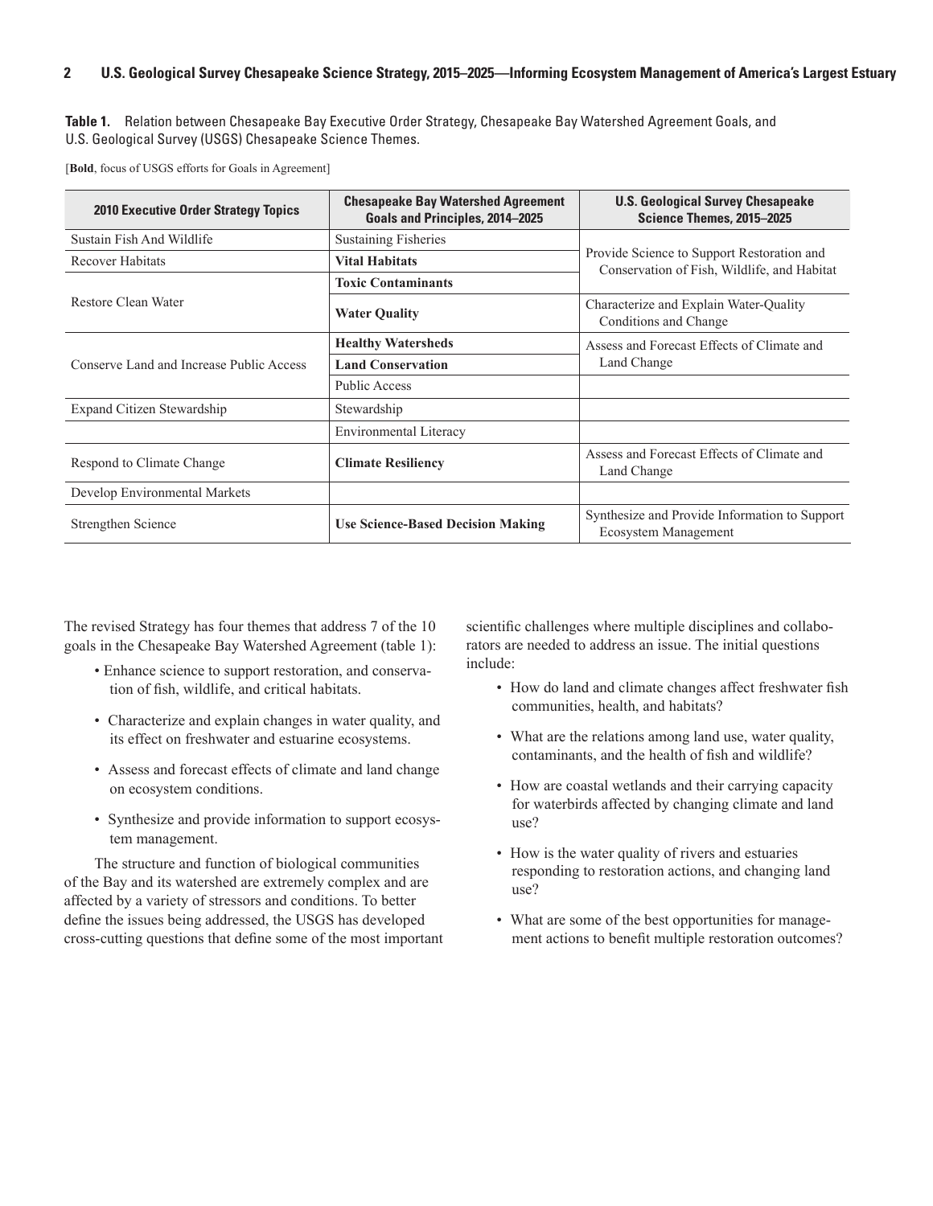**Table 1.** Relation between Chesapeake Bay Executive Order Strategy, Chesapeake Bay Watershed Agreement Goals, and U.S. Geological Survey (USGS) Chesapeake Science Themes.

[**Bold**, focus of USGS efforts for Goals in Agreement]

| 2010 Executive Order Strategy Topics | Chesapeake Bay Watershed Agreement Goals and Principles, 2014–2025 | U.S. Geological Survey Chesapeake Science Themes, 2015–2025 |
|---|---|---|
| Sustain Fish And Wildlife | Sustaining Fisheries | Provide Science to Support Restoration and Conservation of Fish, Wildlife, and Habitat |
| Recover Habitats | **Vital Habitats** | |
| Restore Clean Water | **Toxic Contaminants** | |
| | **Water Quality** | Characterize and Explain Water-Quality Conditions and Change |
| Conserve Land and Increase Public Access | **Healthy Watersheds** | Assess and Forecast Effects of Climate and Land Change |
| | **Land Conservation** | |
| | Public Access | |
| Expand Citizen Stewardship | Stewardship | |
| | Environmental Literacy | |
| Respond to Climate Change | **Climate Resiliency** | Assess and Forecast Effects of Climate and Land Change |
| Develop Environmental Markets | | |
| Strengthen Science | **Use Science-Based Decision Making** | Synthesize and Provide Information to Support Ecosystem Management |

The revised Strategy has four themes that address 7 of the 10 goals in the Chesapeake Bay Watershed Agreement (table 1):

- Enhance science to support restoration, and conservation of fish, wildlife, and critical habitats.
- Characterize and explain changes in water quality, and its effect on freshwater and estuarine ecosystems.
- Assess and forecast effects of climate and land change on ecosystem conditions.
- Synthesize and provide information to support ecosystem management.

The structure and function of biological communities of the Bay and its watershed are extremely complex and are affected by a variety of stressors and conditions. To better define the issues being addressed, the USGS has developed cross-cutting questions that define some of the most important scientific challenges where multiple disciplines and collaborators are needed to address an issue. The initial questions include:

- How do land and climate changes affect freshwater fish communities, health, and habitats?
- What are the relations among land use, water quality, contaminants, and the health of fish and wildlife?
- How are coastal wetlands and their carrying capacity for waterbirds affected by changing climate and land use?
- How is the water quality of rivers and estuaries responding to restoration actions, and changing land use?
- What are some of the best opportunities for management actions to benefit multiple restoration outcomes?